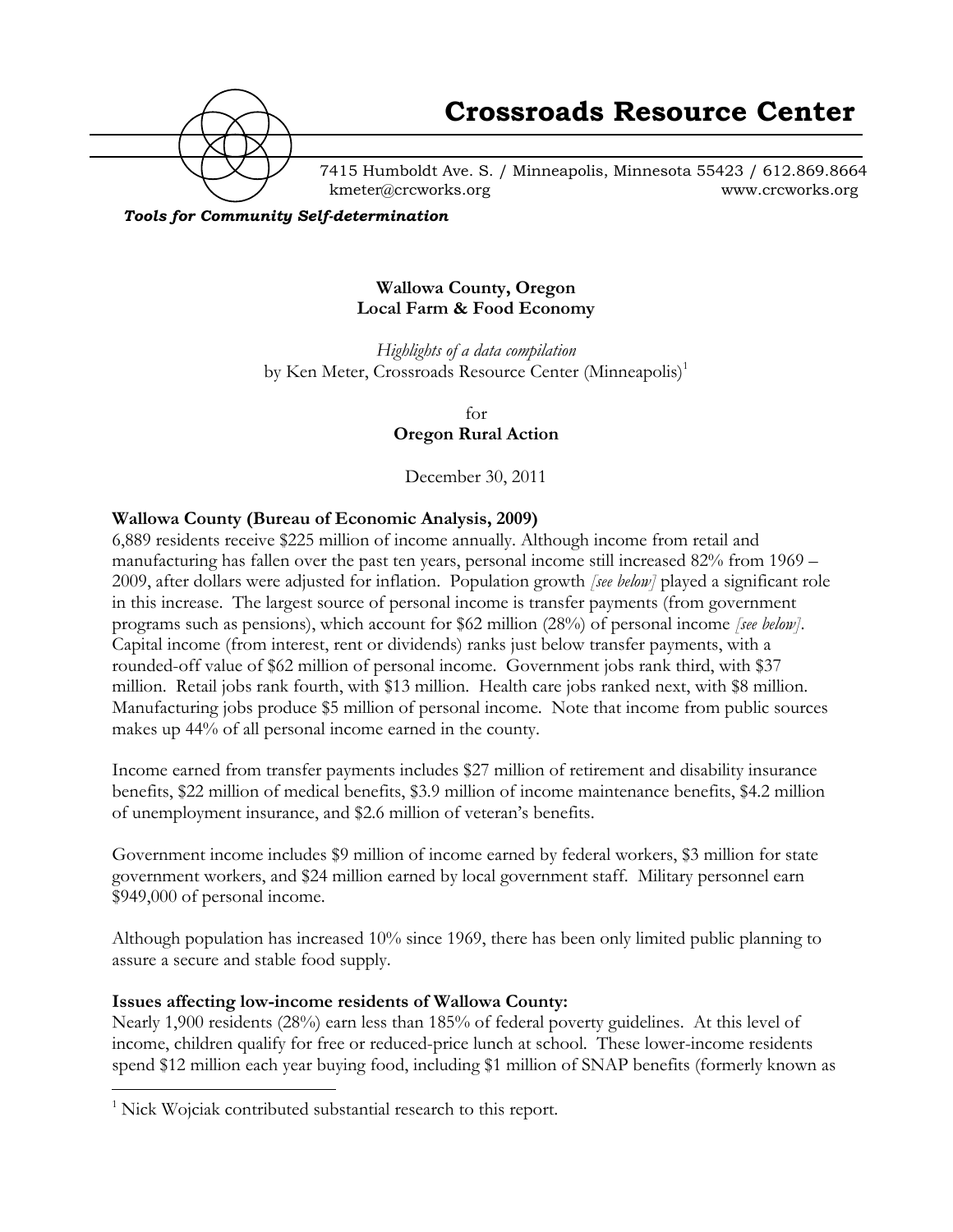# Crossroads Resource Center

7415 Humboldt Ave. S. / Minneapolis, Minnesota 55423 / 612.869.8664
kmeter@crcworks.org www.crcworks.org

***Tools for Community Self-determination***

**Wallowa County, Oregon**
**Local Farm & Food Economy**

*Highlights of a data compilation*
by Ken Meter, Crossroads Resource Center (Minneapolis)[1]

for
**Oregon Rural Action**

December 30, 2011

**Wallowa County (Bureau of Economic Analysis, 2009)**

6,889 residents receive $225 million of income annually. Although income from retail and manufacturing has fallen over the past ten years, personal income still increased 82% from 1969 – 2009, after dollars were adjusted for inflation. Population growth *[see below]* played a significant role in this increase. The largest source of personal income is transfer payments (from government programs such as pensions), which account for $62 million (28%) of personal income *[see below]*. Capital income (from interest, rent or dividends) ranks just below transfer payments, with a rounded-off value of $62 million of personal income. Government jobs rank third, with $37 million. Retail jobs rank fourth, with $13 million. Health care jobs ranked next, with $8 million. Manufacturing jobs produce $5 million of personal income. Note that income from public sources makes up 44% of all personal income earned in the county.

Income earned from transfer payments includes $27 million of retirement and disability insurance benefits, $22 million of medical benefits, $3.9 million of income maintenance benefits, $4.2 million of unemployment insurance, and $2.6 million of veteran's benefits.

Government income includes $9 million of income earned by federal workers, $3 million for state government workers, and $24 million earned by local government staff. Military personnel earn $949,000 of personal income.

Although population has increased 10% since 1969, there has been only limited public planning to assure a secure and stable food supply.

**Issues affecting low-income residents of Wallowa County:**

Nearly 1,900 residents (28%) earn less than 185% of federal poverty guidelines. At this level of income, children qualify for free or reduced-price lunch at school. These lower-income residents spend $12 million each year buying food, including $1 million of SNAP benefits (formerly known as

---

[1] Nick Wojciak contributed substantial research to this report.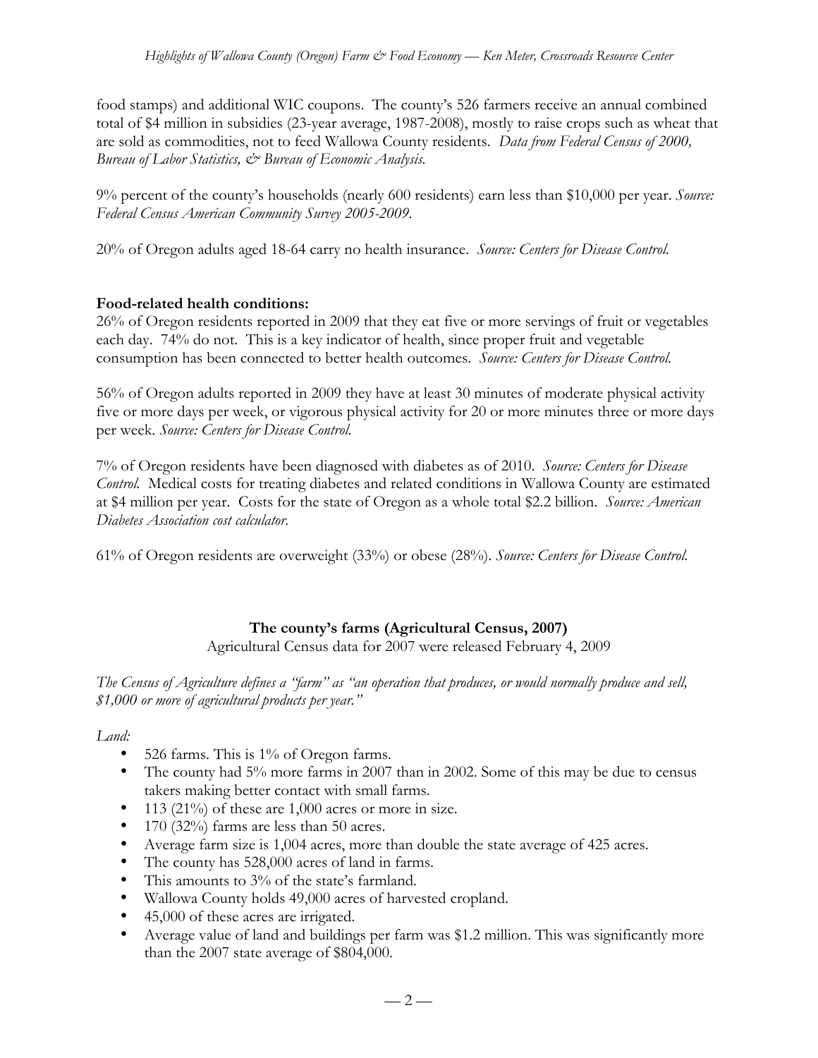food stamps) and additional WIC coupons. The county's 526 farmers receive an annual combined total of $4 million in subsidies (23-year average, 1987-2008), mostly to raise crops such as wheat that are sold as commodities, not to feed Wallowa County residents. *Data from Federal Census of 2000, Bureau of Labor Statistics, & Bureau of Economic Analysis.*

9% percent of the county's households (nearly 600 residents) earn less than $10,000 per year. *Source: Federal Census American Community Survey 2005-2009.*

20% of Oregon adults aged 18-64 carry no health insurance. *Source: Centers for Disease Control.*

**Food-related health conditions:**

26% of Oregon residents reported in 2009 that they eat five or more servings of fruit or vegetables each day. 74% do not. This is a key indicator of health, since proper fruit and vegetable consumption has been connected to better health outcomes. *Source: Centers for Disease Control.*

56% of Oregon adults reported in 2009 they have at least 30 minutes of moderate physical activity five or more days per week, or vigorous physical activity for 20 or more minutes three or more days per week. *Source: Centers for Disease Control.*

7% of Oregon residents have been diagnosed with diabetes as of 2010. *Source: Centers for Disease Control.* Medical costs for treating diabetes and related conditions in Wallowa County are estimated at $4 million per year. Costs for the state of Oregon as a whole total $2.2 billion. *Source: American Diabetes Association cost calculator.*

61% of Oregon residents are overweight (33%) or obese (28%). *Source: Centers for Disease Control.*

## The county's farms (Agricultural Census, 2007)

Agricultural Census data for 2007 were released February 4, 2009

*The Census of Agriculture defines a "farm" as "an operation that produces, or would normally produce and sell, $1,000 or more of agricultural products per year."*

*Land:*

- 526 farms. This is 1% of Oregon farms.
- The county had 5% more farms in 2007 than in 2002. Some of this may be due to census takers making better contact with small farms.
- 113 (21%) of these are 1,000 acres or more in size.
- 170 (32%) farms are less than 50 acres.
- Average farm size is 1,004 acres, more than double the state average of 425 acres.
- The county has 528,000 acres of land in farms.
- This amounts to 3% of the state's farmland.
- Wallowa County holds 49,000 acres of harvested cropland.
- 45,000 of these acres are irrigated.
- Average value of land and buildings per farm was $1.2 million. This was significantly more than the 2007 state average of $804,000.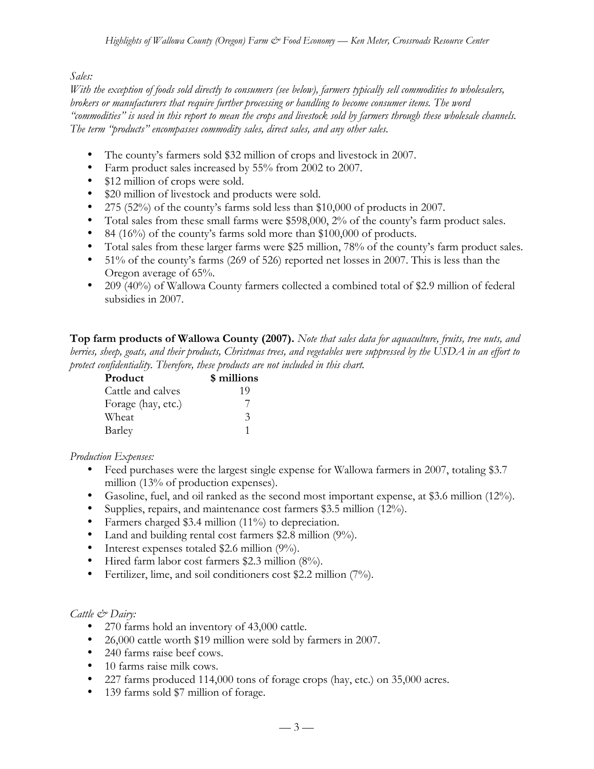*Sales:*

*With the exception of foods sold directly to consumers (see below), farmers typically sell commodities to wholesalers, brokers or manufacturers that require further processing or handling to become consumer items. The word "commodities" is used in this report to mean the crops and livestock sold by farmers through these wholesale channels. The term "products" encompasses commodity sales, direct sales, and any other sales.*

- The county's farmers sold $32 million of crops and livestock in 2007.
- Farm product sales increased by 55% from 2002 to 2007.
- $12 million of crops were sold.
- $20 million of livestock and products were sold.
- 275 (52%) of the county's farms sold less than $10,000 of products in 2007.
- Total sales from these small farms were $598,000, 2% of the county's farm product sales.
- 84 (16%) of the county's farms sold more than $100,000 of products.
- Total sales from these larger farms were $25 million, 78% of the county's farm product sales.
- 51% of the county's farms (269 of 526) reported net losses in 2007. This is less than the Oregon average of 65%.
- 209 (40%) of Wallowa County farmers collected a combined total of $2.9 million of federal subsidies in 2007.

**Top farm products of Wallowa County (2007).** *Note that sales data for aquaculture, fruits, tree nuts, and berries, sheep, goats, and their products, Christmas trees, and vegetables were suppressed by the USDA in an effort to protect confidentiality. Therefore, these products are not included in this chart.*

| Product | $ millions |
|---|---|
| Cattle and calves | 19 |
| Forage (hay, etc.) | 7 |
| Wheat | 3 |
| Barley | 1 |

*Production Expenses:*

- Feed purchases were the largest single expense for Wallowa farmers in 2007, totaling $3.7 million (13% of production expenses).
- Gasoline, fuel, and oil ranked as the second most important expense, at $3.6 million (12%).
- Supplies, repairs, and maintenance cost farmers $3.5 million (12%).
- Farmers charged $3.4 million (11%) to depreciation.
- Land and building rental cost farmers $2.8 million (9%).
- Interest expenses totaled $2.6 million (9%).
- Hired farm labor cost farmers $2.3 million (8%).
- Fertilizer, lime, and soil conditioners cost $2.2 million (7%).

*Cattle & Dairy:*

- 270 farms hold an inventory of 43,000 cattle.
- 26,000 cattle worth $19 million were sold by farmers in 2007.
- 240 farms raise beef cows.
- 10 farms raise milk cows.
- 227 farms produced 114,000 tons of forage crops (hay, etc.) on 35,000 acres.
- 139 farms sold $7 million of forage.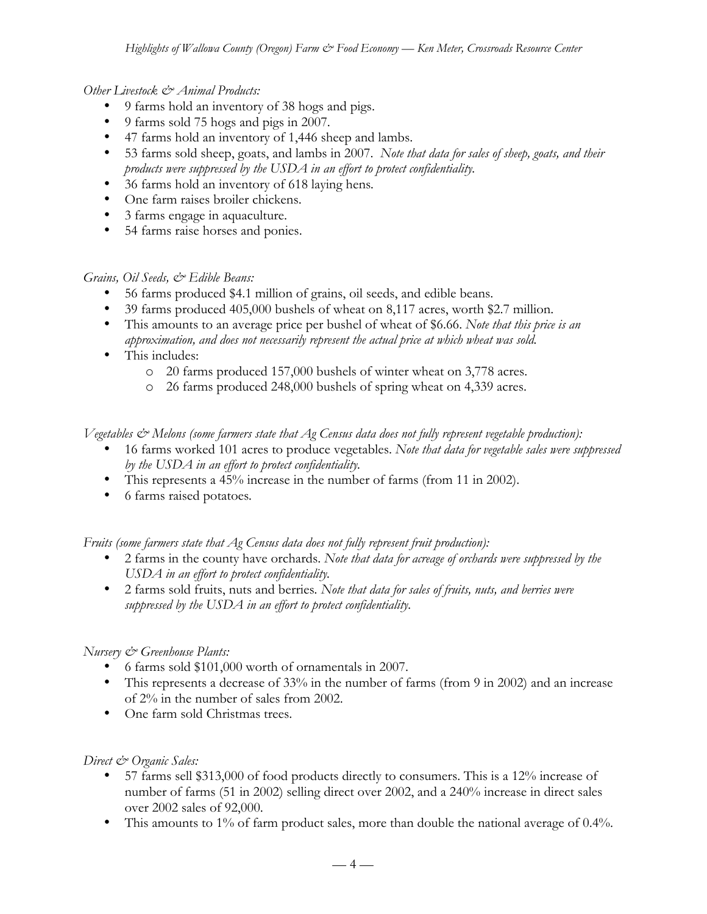*Other Livestock & Animal Products:*

- 9 farms hold an inventory of 38 hogs and pigs.
- 9 farms sold 75 hogs and pigs in 2007.
- 47 farms hold an inventory of 1,446 sheep and lambs.
- 53 farms sold sheep, goats, and lambs in 2007. *Note that data for sales of sheep, goats, and their products were suppressed by the USDA in an effort to protect confidentiality.*
- 36 farms hold an inventory of 618 laying hens.
- One farm raises broiler chickens.
- 3 farms engage in aquaculture.
- 54 farms raise horses and ponies.

*Grains, Oil Seeds, & Edible Beans:*

- 56 farms produced $4.1 million of grains, oil seeds, and edible beans.
- 39 farms produced 405,000 bushels of wheat on 8,117 acres, worth $2.7 million.
- This amounts to an average price per bushel of wheat of $6.66. *Note that this price is an approximation, and does not necessarily represent the actual price at which wheat was sold.*
- This includes:
    - 20 farms produced 157,000 bushels of winter wheat on 3,778 acres.
    - 26 farms produced 248,000 bushels of spring wheat on 4,339 acres.

*Vegetables & Melons (some farmers state that Ag Census data does not fully represent vegetable production):*

- 16 farms worked 101 acres to produce vegetables. *Note that data for vegetable sales were suppressed by the USDA in an effort to protect confidentiality.*
- This represents a 45% increase in the number of farms (from 11 in 2002).
- 6 farms raised potatoes.

*Fruits (some farmers state that Ag Census data does not fully represent fruit production):*

- 2 farms in the county have orchards. *Note that data for acreage of orchards were suppressed by the USDA in an effort to protect confidentiality.*
- 2 farms sold fruits, nuts and berries. *Note that data for sales of fruits, nuts, and berries were suppressed by the USDA in an effort to protect confidentiality.*

*Nursery & Greenhouse Plants:*

- 6 farms sold $101,000 worth of ornamentals in 2007.
- This represents a decrease of 33% in the number of farms (from 9 in 2002) and an increase of 2% in the number of sales from 2002.
- One farm sold Christmas trees.

*Direct & Organic Sales:*

- 57 farms sell $313,000 of food products directly to consumers. This is a 12% increase of number of farms (51 in 2002) selling direct over 2002, and a 240% increase in direct sales over 2002 sales of 92,000.
- This amounts to 1% of farm product sales, more than double the national average of 0.4%.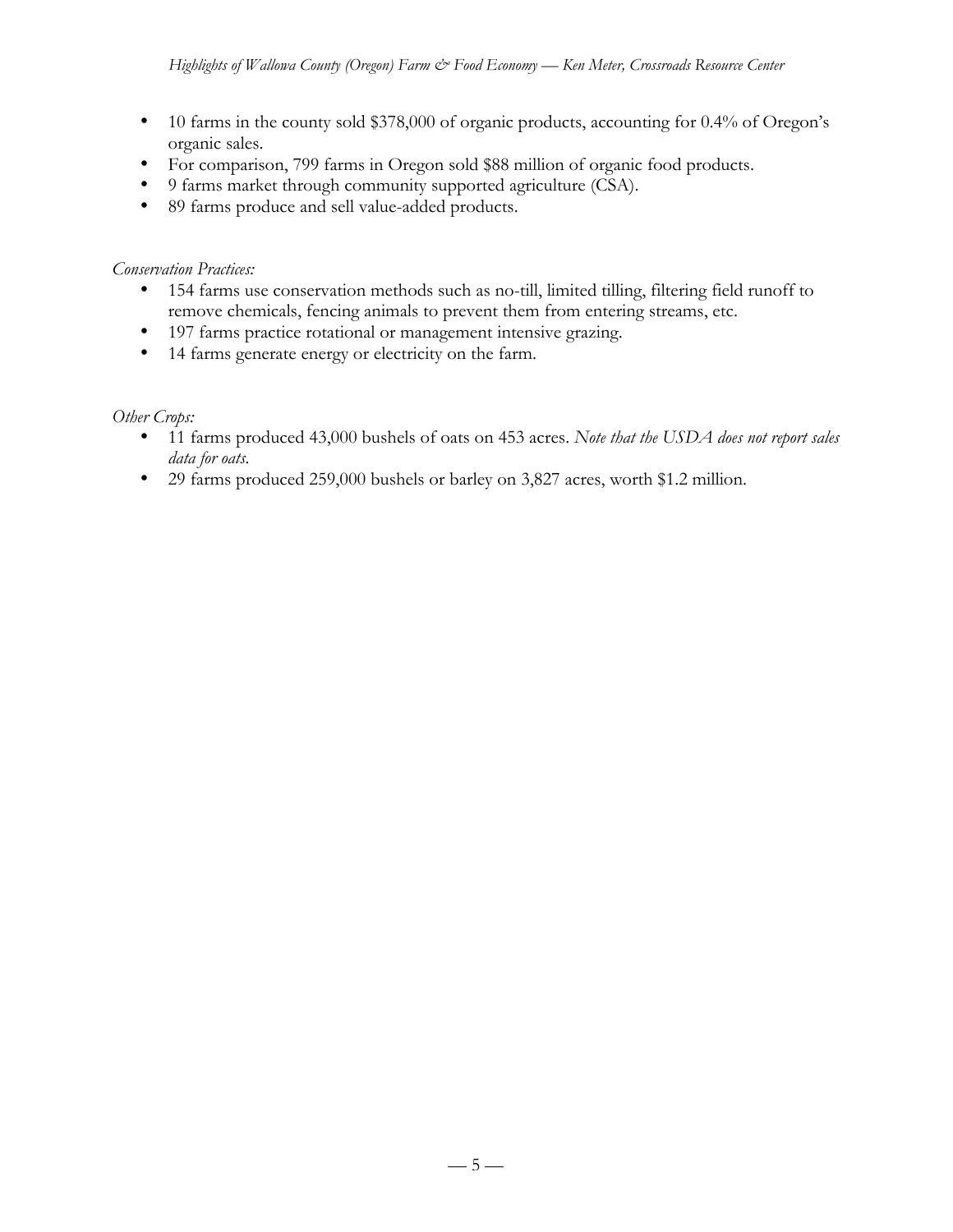- 10 farms in the county sold $378,000 of organic products, accounting for 0.4% of Oregon's organic sales.
- For comparison, 799 farms in Oregon sold $88 million of organic food products.
- 9 farms market through community supported agriculture (CSA).
- 89 farms produce and sell value-added products.

*Conservation Practices:*

- 154 farms use conservation methods such as no-till, limited tilling, filtering field runoff to remove chemicals, fencing animals to prevent them from entering streams, etc.
- 197 farms practice rotational or management intensive grazing.
- 14 farms generate energy or electricity on the farm.

*Other Crops:*

- 11 farms produced 43,000 bushels of oats on 453 acres. *Note that the USDA does not report sales data for oats.*
- 29 farms produced 259,000 bushels or barley on 3,827 acres, worth $1.2 million.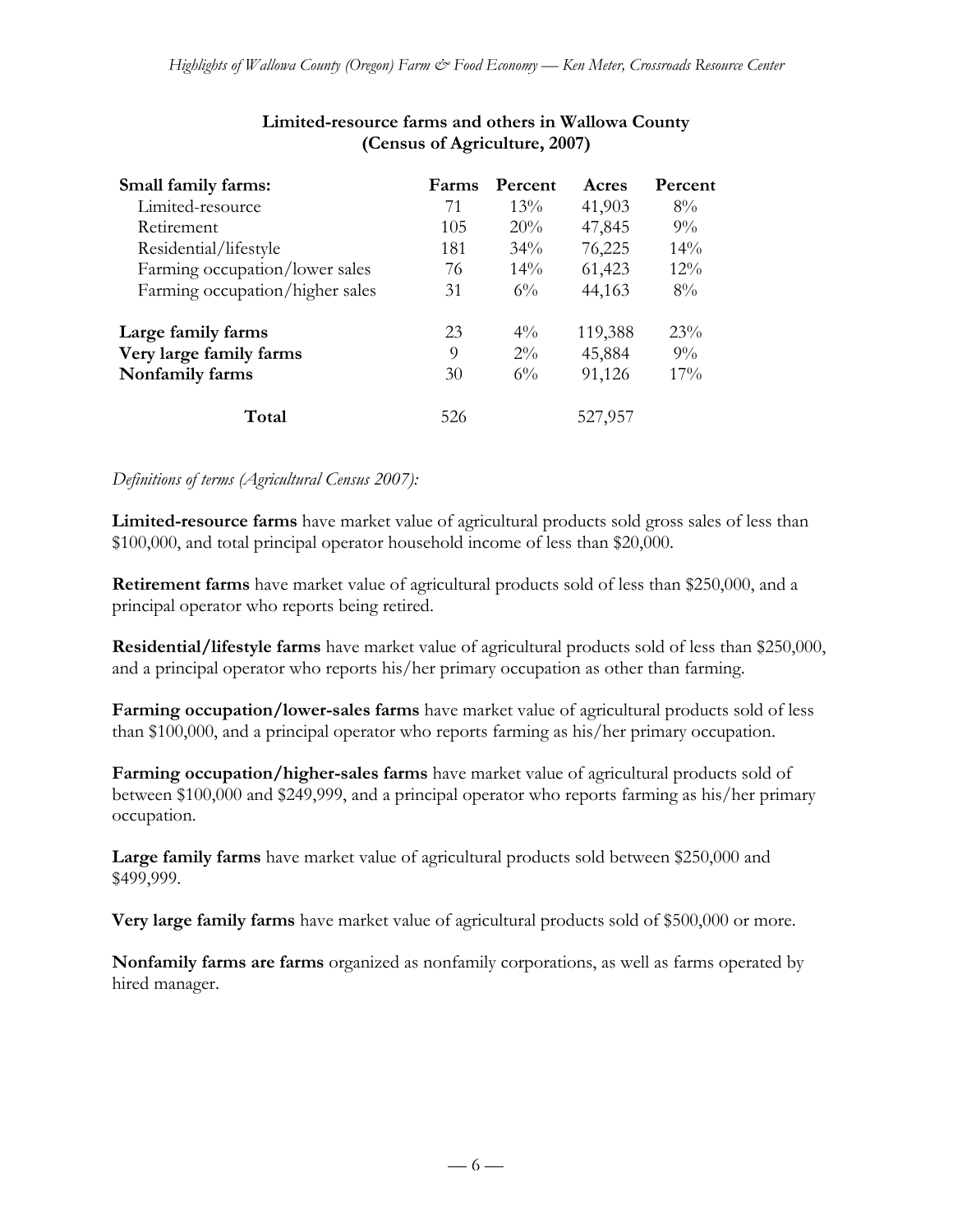**Limited-resource farms and others in Wallowa County (Census of Agriculture, 2007)**

| Small family farms: | Farms | Percent | Acres | Percent |
|---|---|---|---|---|
| Limited-resource | 71 | 13% | 41,903 | 8% |
| Retirement | 105 | 20% | 47,845 | 9% |
| Residential/lifestyle | 181 | 34% | 76,225 | 14% |
| Farming occupation/lower sales | 76 | 14% | 61,423 | 12% |
| Farming occupation/higher sales | 31 | 6% | 44,163 | 8% |
| **Large family farms** | 23 | 4% | 119,388 | 23% |
| **Very large family farms** | 9 | 2% | 45,884 | 9% |
| **Nonfamily farms** | 30 | 6% | 91,126 | 17% |
| **Total** | 526 | | 527,957 | |

*Definitions of terms (Agricultural Census 2007):*

**Limited-resource farms** have market value of agricultural products sold gross sales of less than $100,000, and total principal operator household income of less than $20,000.

**Retirement farms** have market value of agricultural products sold of less than $250,000, and a principal operator who reports being retired.

**Residential/lifestyle farms** have market value of agricultural products sold of less than $250,000, and a principal operator who reports his/her primary occupation as other than farming.

**Farming occupation/lower-sales farms** have market value of agricultural products sold of less than $100,000, and a principal operator who reports farming as his/her primary occupation.

**Farming occupation/higher-sales farms** have market value of agricultural products sold of between $100,000 and $249,999, and a principal operator who reports farming as his/her primary occupation.

**Large family farms** have market value of agricultural products sold between $250,000 and $499,999.

**Very large family farms** have market value of agricultural products sold of $500,000 or more.

**Nonfamily farms are farms** organized as nonfamily corporations, as well as farms operated by hired manager.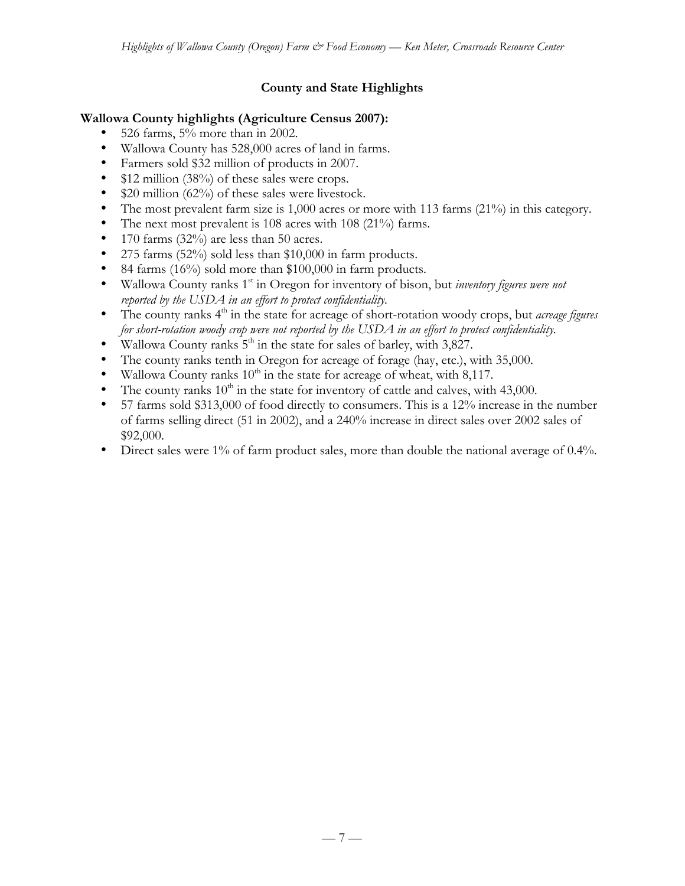## County and State Highlights

**Wallowa County highlights (Agriculture Census 2007):**

- 526 farms, 5% more than in 2002.
- Wallowa County has 528,000 acres of land in farms.
- Farmers sold $32 million of products in 2007.
- $12 million (38%) of these sales were crops.
- $20 million (62%) of these sales were livestock.
- The most prevalent farm size is 1,000 acres or more with 113 farms (21%) in this category.
- The next most prevalent is 108 acres with 108 (21%) farms.
- 170 farms (32%) are less than 50 acres.
- 275 farms (52%) sold less than $10,000 in farm products.
- 84 farms (16%) sold more than $100,000 in farm products.
- Wallowa County ranks 1st in Oregon for inventory of bison, but *inventory figures were not reported by the USDA in an effort to protect confidentiality*.
- The county ranks 4th in the state for acreage of short-rotation woody crops, but *acreage figures for short-rotation woody crop were not reported by the USDA in an effort to protect confidentiality*.
- Wallowa County ranks 5th in the state for sales of barley, with 3,827.
- The county ranks tenth in Oregon for acreage of forage (hay, etc.), with 35,000.
- Wallowa County ranks 10th in the state for acreage of wheat, with 8,117.
- The county ranks 10th in the state for inventory of cattle and calves, with 43,000.
- 57 farms sold $313,000 of food directly to consumers. This is a 12% increase in the number of farms selling direct (51 in 2002), and a 240% increase in direct sales over 2002 sales of $92,000.
- Direct sales were 1% of farm product sales, more than double the national average of 0.4%.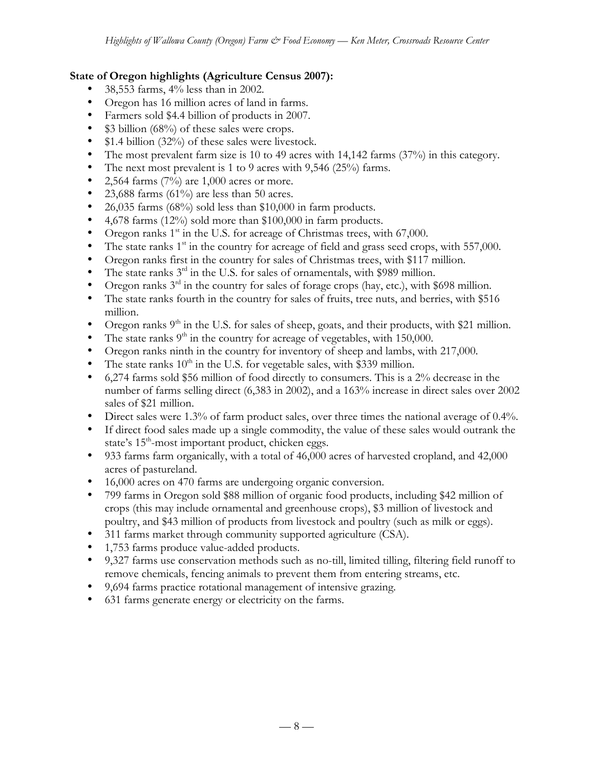**State of Oregon highlights (Agriculture Census 2007):**

- 38,553 farms, 4% less than in 2002.
- Oregon has 16 million acres of land in farms.
- Farmers sold $4.4 billion of products in 2007.
- $3 billion (68%) of these sales were crops.
- $1.4 billion (32%) of these sales were livestock.
- The most prevalent farm size is 10 to 49 acres with 14,142 farms (37%) in this category.
- The next most prevalent is 1 to 9 acres with 9,546 (25%) farms.
- 2,564 farms (7%) are 1,000 acres or more.
- 23,688 farms (61%) are less than 50 acres.
- 26,035 farms (68%) sold less than $10,000 in farm products.
- 4,678 farms (12%) sold more than $100,000 in farm products.
- Oregon ranks 1st in the U.S. for acreage of Christmas trees, with 67,000.
- The state ranks 1st in the country for acreage of field and grass seed crops, with 557,000.
- Oregon ranks first in the country for sales of Christmas trees, with $117 million.
- The state ranks 3rd in the U.S. for sales of ornamentals, with $989 million.
- Oregon ranks 3rd in the country for sales of forage crops (hay, etc.), with $698 million.
- The state ranks fourth in the country for sales of fruits, tree nuts, and berries, with $516 million.
- Oregon ranks 9th in the U.S. for sales of sheep, goats, and their products, with $21 million.
- The state ranks 9th in the country for acreage of vegetables, with 150,000.
- Oregon ranks ninth in the country for inventory of sheep and lambs, with 217,000.
- The state ranks 10th in the U.S. for vegetable sales, with $339 million.
- 6,274 farms sold $56 million of food directly to consumers. This is a 2% decrease in the number of farms selling direct (6,383 in 2002), and a 163% increase in direct sales over 2002 sales of $21 million.
- Direct sales were 1.3% of farm product sales, over three times the national average of 0.4%.
- If direct food sales made up a single commodity, the value of these sales would outrank the state's 15th-most important product, chicken eggs.
- 933 farms farm organically, with a total of 46,000 acres of harvested cropland, and 42,000 acres of pastureland.
- 16,000 acres on 470 farms are undergoing organic conversion.
- 799 farms in Oregon sold $88 million of organic food products, including $42 million of crops (this may include ornamental and greenhouse crops), $3 million of livestock and poultry, and $43 million of products from livestock and poultry (such as milk or eggs).
- 311 farms market through community supported agriculture (CSA).
- 1,753 farms produce value-added products.
- 9,327 farms use conservation methods such as no-till, limited tilling, filtering field runoff to remove chemicals, fencing animals to prevent them from entering streams, etc.
- 9,694 farms practice rotational management of intensive grazing.
- 631 farms generate energy or electricity on the farms.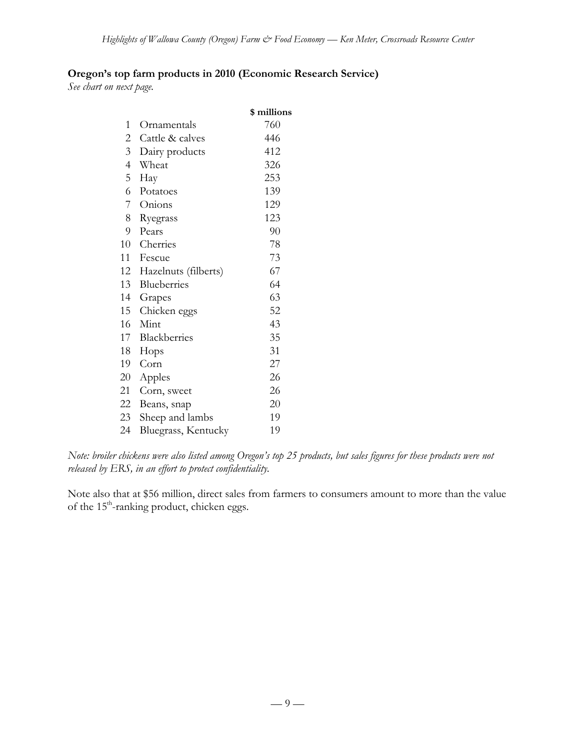**Oregon's top farm products in 2010 (Economic Research Service)**

*See chart on next page.*

| | | $ millions |
|---|---|---|
| 1 | Ornamentals | 760 |
| 2 | Cattle & calves | 446 |
| 3 | Dairy products | 412 |
| 4 | Wheat | 326 |
| 5 | Hay | 253 |
| 6 | Potatoes | 139 |
| 7 | Onions | 129 |
| 8 | Ryegrass | 123 |
| 9 | Pears | 90 |
| 10 | Cherries | 78 |
| 11 | Fescue | 73 |
| 12 | Hazelnuts (filberts) | 67 |
| 13 | Blueberries | 64 |
| 14 | Grapes | 63 |
| 15 | Chicken eggs | 52 |
| 16 | Mint | 43 |
| 17 | Blackberries | 35 |
| 18 | Hops | 31 |
| 19 | Corn | 27 |
| 20 | Apples | 26 |
| 21 | Corn, sweet | 26 |
| 22 | Beans, snap | 20 |
| 23 | Sheep and lambs | 19 |
| 24 | Bluegrass, Kentucky | 19 |

*Note: broiler chickens were also listed among Oregon's top 25 products, but sales figures for these products were not released by ERS, in an effort to protect confidentiality.*

Note also that at $56 million, direct sales from farmers to consumers amount to more than the value of the 15th-ranking product, chicken eggs.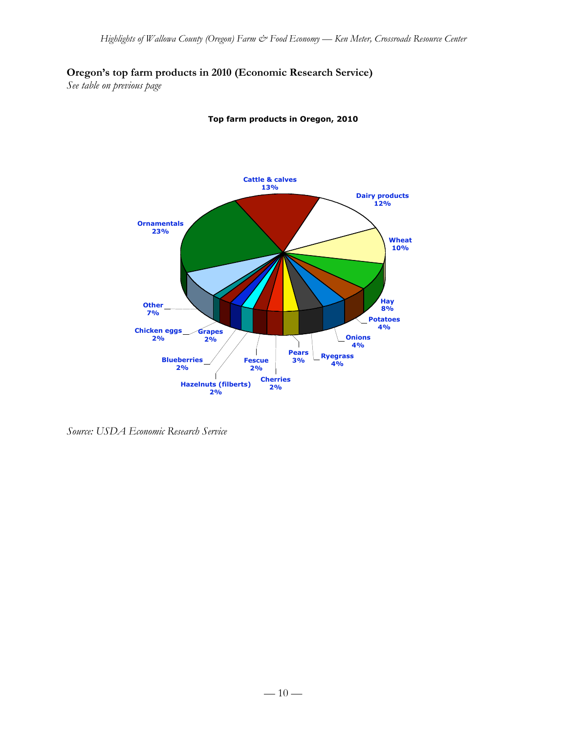**Oregon's top farm products in 2010 (Economic Research Service)**

*See table on previous page*

**Top farm products in Oregon, 2010**

| Product | Share |
|---|---|
| Ornamentals | 23% |
| Cattle & calves | 13% |
| Dairy products | 12% |
| Wheat | 10% |
| Hay | 8% |
| Potatoes | 4% |
| Onions | 4% |
| Ryegrass | 4% |
| Pears | 3% |
| Cherries | 2% |
| Fescue | 2% |
| Hazelnuts (filberts) | 2% |
| Blueberries | 2% |
| Grapes | 2% |
| Chicken eggs | 2% |
| Other | 7% |

*Source: USDA Economic Research Service*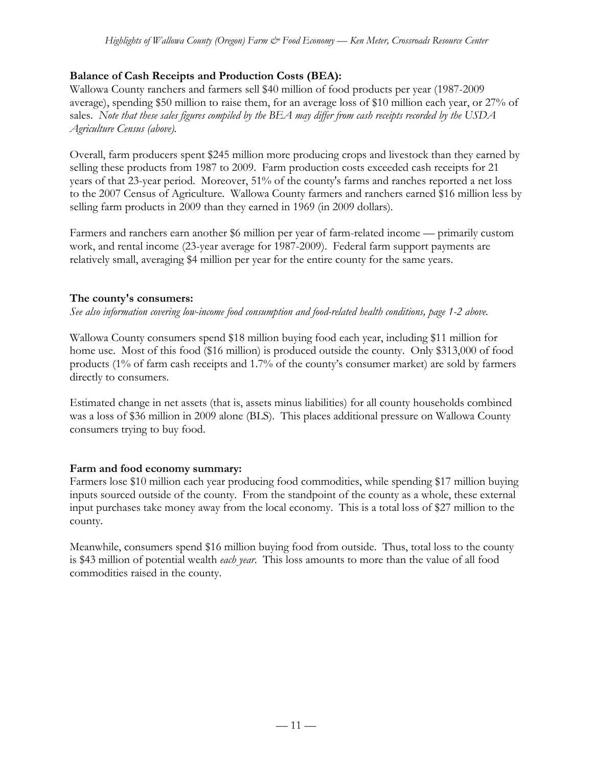**Balance of Cash Receipts and Production Costs (BEA):**

Wallowa County ranchers and farmers sell $40 million of food products per year (1987-2009 average), spending $50 million to raise them, for an average loss of $10 million each year, or 27% of sales. *Note that these sales figures compiled by the BEA may differ from cash receipts recorded by the USDA Agriculture Census (above).*

Overall, farm producers spent $245 million more producing crops and livestock than they earned by selling these products from 1987 to 2009. Farm production costs exceeded cash receipts for 21 years of that 23-year period. Moreover, 51% of the county's farms and ranches reported a net loss to the 2007 Census of Agriculture. Wallowa County farmers and ranchers earned $16 million less by selling farm products in 2009 than they earned in 1969 (in 2009 dollars).

Farmers and ranchers earn another $6 million per year of farm-related income — primarily custom work, and rental income (23-year average for 1987-2009). Federal farm support payments are relatively small, averaging $4 million per year for the entire county for the same years.

**The county's consumers:**

*See also information covering low-income food consumption and food-related health conditions, page 1-2 above.*

Wallowa County consumers spend $18 million buying food each year, including $11 million for home use. Most of this food ($16 million) is produced outside the county. Only $313,000 of food products (1% of farm cash receipts and 1.7% of the county's consumer market) are sold by farmers directly to consumers.

Estimated change in net assets (that is, assets minus liabilities) for all county households combined was a loss of $36 million in 2009 alone (BLS). This places additional pressure on Wallowa County consumers trying to buy food.

**Farm and food economy summary:**

Farmers lose $10 million each year producing food commodities, while spending $17 million buying inputs sourced outside of the county. From the standpoint of the county as a whole, these external input purchases take money away from the local economy. This is a total loss of $27 million to the county.

Meanwhile, consumers spend $16 million buying food from outside. Thus, total loss to the county is $43 million of potential wealth *each year*. This loss amounts to more than the value of all food commodities raised in the county.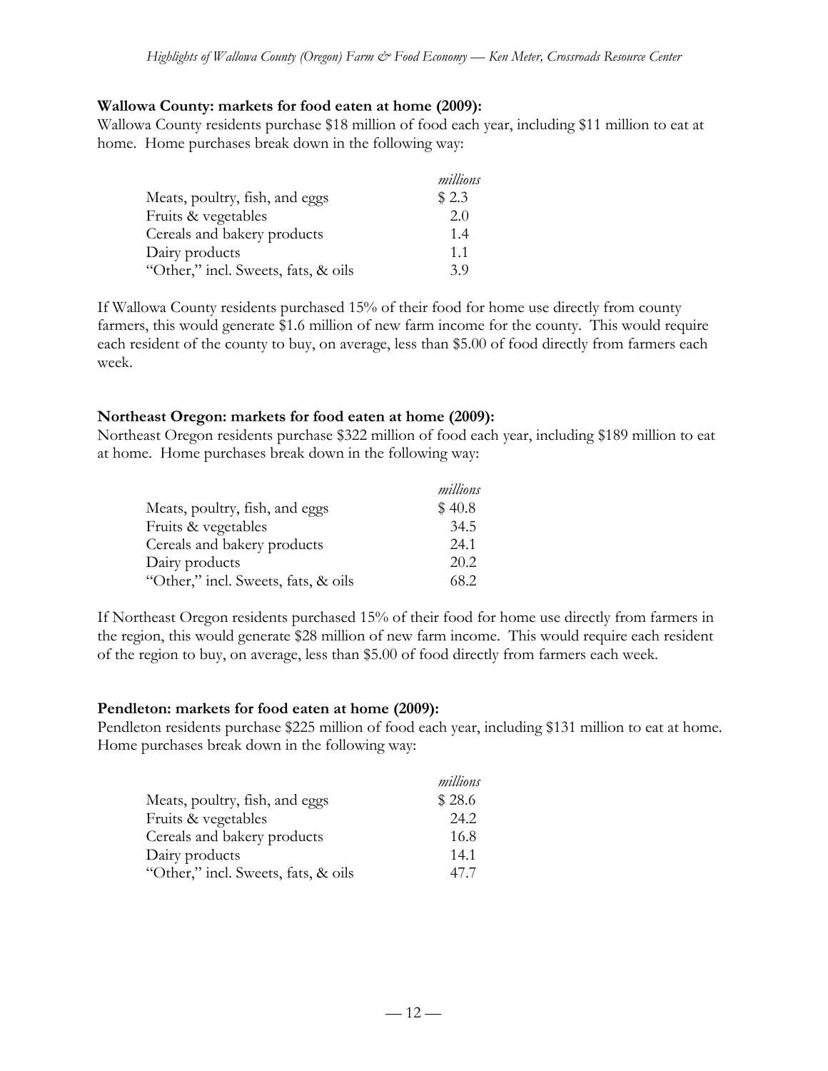**Wallowa County: markets for food eaten at home (2009):**

Wallowa County residents purchase $18 million of food each year, including $11 million to eat at home. Home purchases break down in the following way:

| | *millions* |
|---|---|
| Meats, poultry, fish, and eggs | $ 2.3 |
| Fruits & vegetables | 2.0 |
| Cereals and bakery products | 1.4 |
| Dairy products | 1.1 |
| "Other," incl. Sweets, fats, & oils | 3.9 |

If Wallowa County residents purchased 15% of their food for home use directly from county farmers, this would generate $1.6 million of new farm income for the county. This would require each resident of the county to buy, on average, less than $5.00 of food directly from farmers each week.

**Northeast Oregon: markets for food eaten at home (2009):**

Northeast Oregon residents purchase $322 million of food each year, including $189 million to eat at home. Home purchases break down in the following way:

| | *millions* |
|---|---|
| Meats, poultry, fish, and eggs | $ 40.8 |
| Fruits & vegetables | 34.5 |
| Cereals and bakery products | 24.1 |
| Dairy products | 20.2 |
| "Other," incl. Sweets, fats, & oils | 68.2 |

If Northeast Oregon residents purchased 15% of their food for home use directly from farmers in the region, this would generate $28 million of new farm income. This would require each resident of the region to buy, on average, less than $5.00 of food directly from farmers each week.

**Pendleton: markets for food eaten at home (2009):**

Pendleton residents purchase $225 million of food each year, including $131 million to eat at home. Home purchases break down in the following way:

| | *millions* |
|---|---|
| Meats, poultry, fish, and eggs | $ 28.6 |
| Fruits & vegetables | 24.2 |
| Cereals and bakery products | 16.8 |
| Dairy products | 14.1 |
| "Other," incl. Sweets, fats, & oils | 47.7 |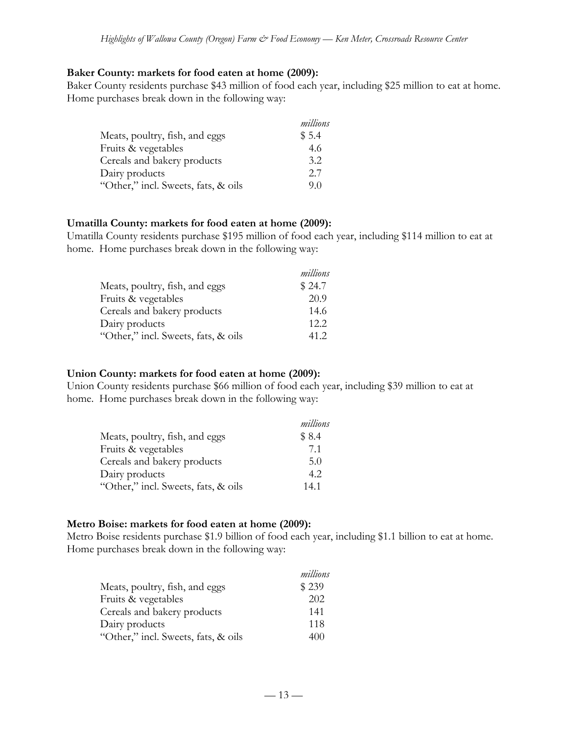**Baker County: markets for food eaten at home (2009):**

Baker County residents purchase $43 million of food each year, including $25 million to eat at home. Home purchases break down in the following way:

| | *millions* |
|---|---|
| Meats, poultry, fish, and eggs | $ 5.4 |
| Fruits & vegetables | 4.6 |
| Cereals and bakery products | 3.2 |
| Dairy products | 2.7 |
| "Other," incl. Sweets, fats, & oils | 9.0 |

**Umatilla County: markets for food eaten at home (2009):**

Umatilla County residents purchase $195 million of food each year, including $114 million to eat at home. Home purchases break down in the following way:

| | *millions* |
|---|---|
| Meats, poultry, fish, and eggs | $ 24.7 |
| Fruits & vegetables | 20.9 |
| Cereals and bakery products | 14.6 |
| Dairy products | 12.2 |
| "Other," incl. Sweets, fats, & oils | 41.2 |

**Union County: markets for food eaten at home (2009):**

Union County residents purchase $66 million of food each year, including $39 million to eat at home. Home purchases break down in the following way:

| | *millions* |
|---|---|
| Meats, poultry, fish, and eggs | $ 8.4 |
| Fruits & vegetables | 7.1 |
| Cereals and bakery products | 5.0 |
| Dairy products | 4.2 |
| "Other," incl. Sweets, fats, & oils | 14.1 |

**Metro Boise: markets for food eaten at home (2009):**

Metro Boise residents purchase $1.9 billion of food each year, including $1.1 billion to eat at home. Home purchases break down in the following way:

| | *millions* |
|---|---|
| Meats, poultry, fish, and eggs | $ 239 |
| Fruits & vegetables | 202 |
| Cereals and bakery products | 141 |
| Dairy products | 118 |
| "Other," incl. Sweets, fats, & oils | 400 |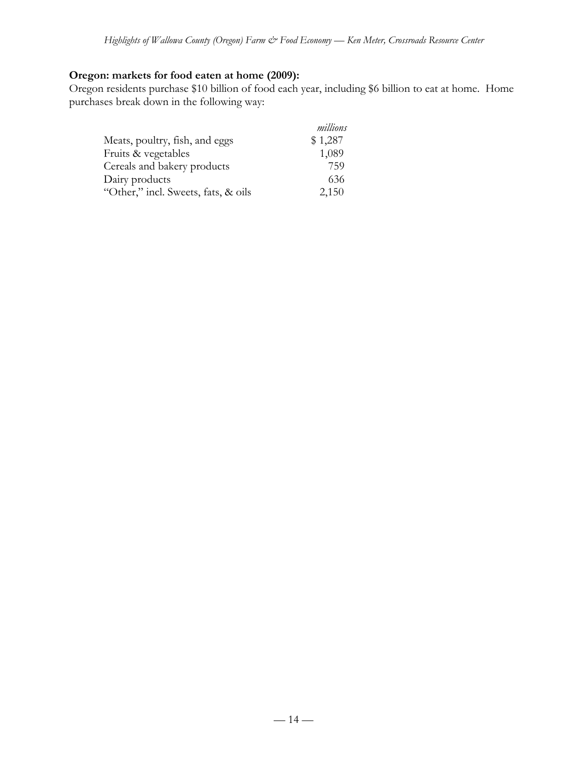**Oregon: markets for food eaten at home (2009):**

Oregon residents purchase $10 billion of food each year, including $6 billion to eat at home. Home purchases break down in the following way:

| | *millions* |
|---|---|
| Meats, poultry, fish, and eggs | $ 1,287 |
| Fruits & vegetables | 1,089 |
| Cereals and bakery products | 759 |
| Dairy products | 636 |
| "Other," incl. Sweets, fats, & oils | 2,150 |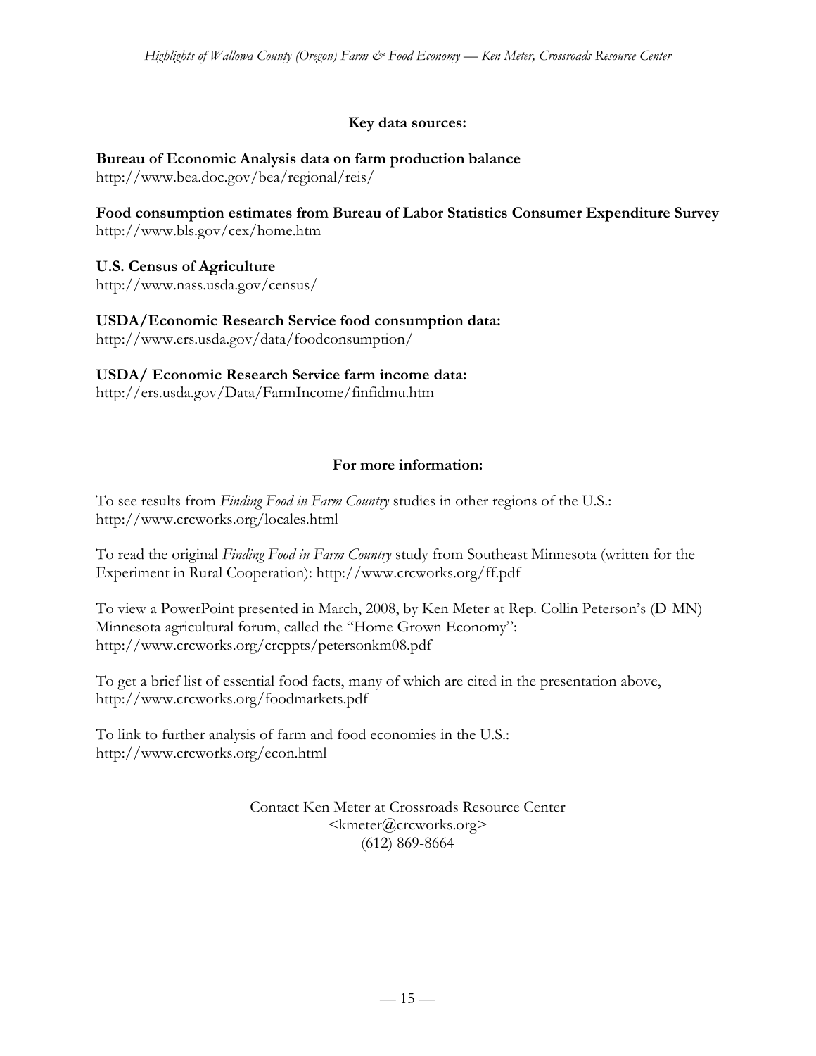## Key data sources:

**Bureau of Economic Analysis data on farm production balance**
http://www.bea.doc.gov/bea/regional/reis/

**Food consumption estimates from Bureau of Labor Statistics Consumer Expenditure Survey**
http://www.bls.gov/cex/home.htm

**U.S. Census of Agriculture**
http://www.nass.usda.gov/census/

**USDA/Economic Research Service food consumption data:**
http://www.ers.usda.gov/data/foodconsumption/

**USDA/ Economic Research Service farm income data:**
http://ers.usda.gov/Data/FarmIncome/finfidmu.htm

## For more information:

To see results from *Finding Food in Farm Country* studies in other regions of the U.S.: http://www.crcworks.org/locales.html

To read the original *Finding Food in Farm Country* study from Southeast Minnesota (written for the Experiment in Rural Cooperation): http://www.crcworks.org/ff.pdf

To view a PowerPoint presented in March, 2008, by Ken Meter at Rep. Collin Peterson's (D-MN) Minnesota agricultural forum, called the "Home Grown Economy": http://www.crcworks.org/crcppts/petersonkm08.pdf

To get a brief list of essential food facts, many of which are cited in the presentation above, http://www.crcworks.org/foodmarkets.pdf

To link to further analysis of farm and food economies in the U.S.: http://www.crcworks.org/econ.html

Contact Ken Meter at Crossroads Resource Center
<kmeter@crcworks.org>
(612) 869-8664